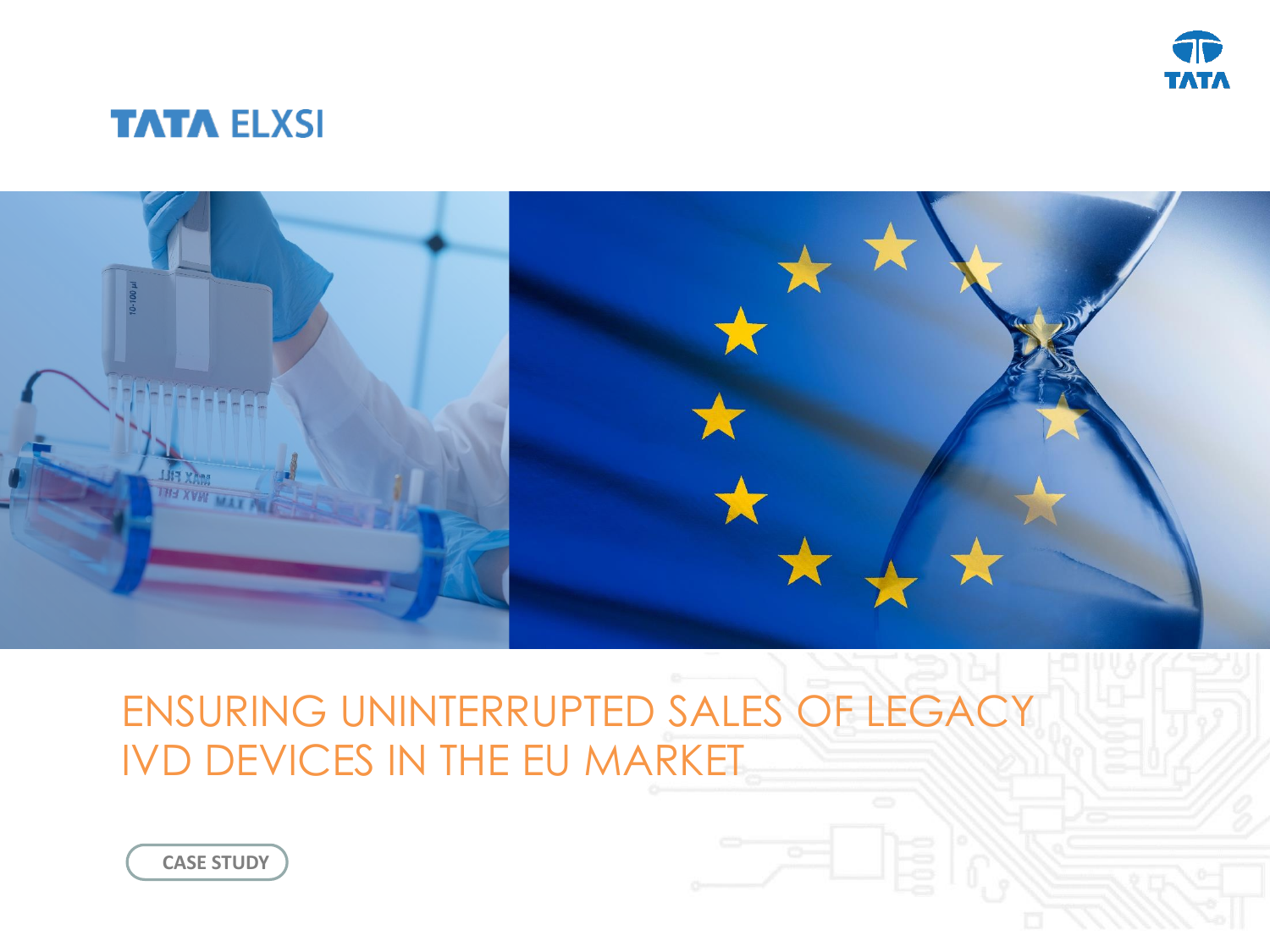TATA ELXSI

# ENSURING UNINTERRUPTED SALES OF LEGACY IVD DEVICES IN THE EU MARKET

CASE STUDY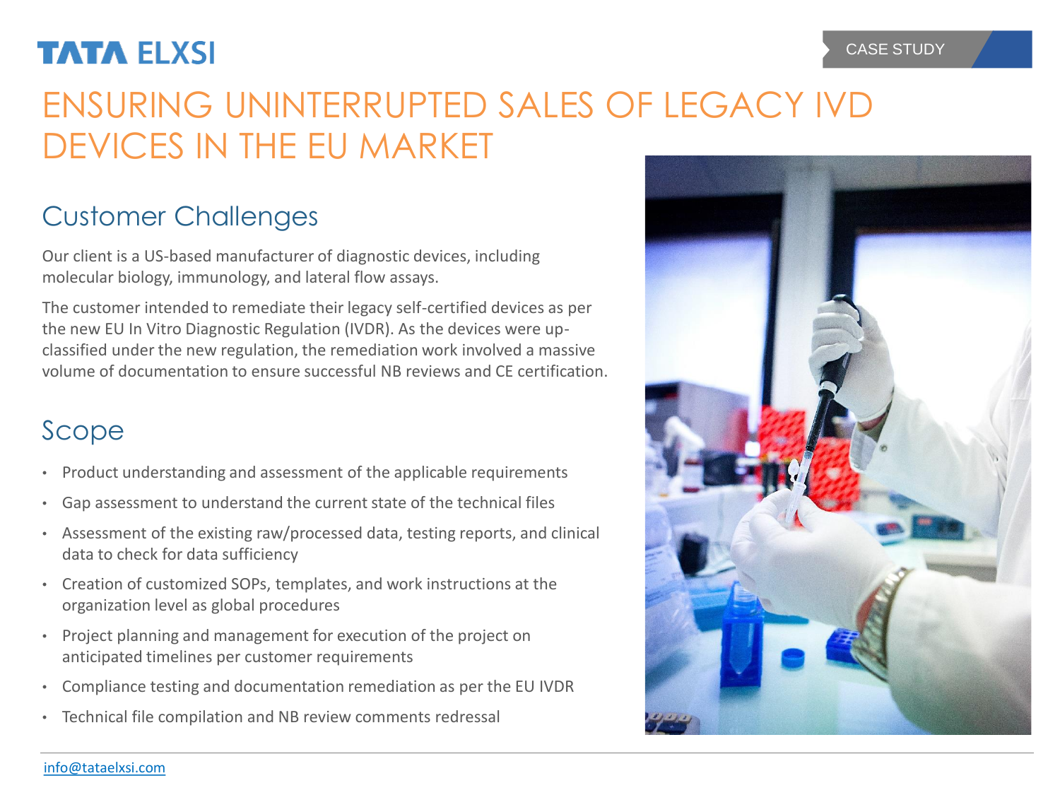CASE STUDY

# ENSURING UNINTERRUPTED SALES OF LEGACY IVD DEVICES IN THE EU MARKET

## Customer Challenges

Our client is a US-based manufacturer of diagnostic devices, including molecular biology, immunology, and lateral flow assays.

The customer intended to remediate their legacy self-certified devices as per the new EU In Vitro Diagnostic Regulation (IVDR). As the devices were up-classified under the new regulation, the remediation work involved a massive volume of documentation to ensure successful NB reviews and CE certification.

## Scope

- Product understanding and assessment of the applicable requirements
- Gap assessment to understand the current state of the technical files
- Assessment of the existing raw/processed data, testing reports, and clinical data to check for data sufficiency
- Creation of customized SOPs, templates, and work instructions at the organization level as global procedures
- Project planning and management for execution of the project on anticipated timelines per customer requirements
- Compliance testing and documentation remediation as per the EU IVDR
- Technical file compilation and NB review comments redressal

info@tataelxsi.com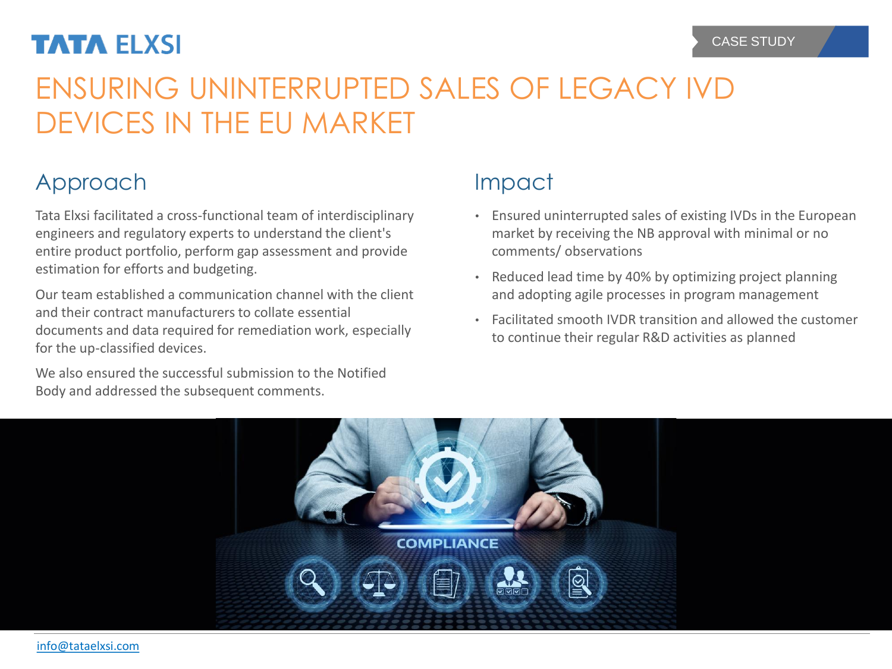TATA ELXSI

CASE STUDY

# ENSURING UNINTERRUPTED SALES OF LEGACY IVD DEVICES IN THE EU MARKET

## Approach

Tata Elxsi facilitated a cross-functional team of interdisciplinary engineers and regulatory experts to understand the client's entire product portfolio, perform gap assessment and provide estimation for efforts and budgeting.

Our team established a communication channel with the client and their contract manufacturers to collate essential documents and data required for remediation work, especially for the up-classified devices.

We also ensured the successful submission to the Notified Body and addressed the subsequent comments.

## Impact

- Ensured uninterrupted sales of existing IVDs in the European market by receiving the NB approval with minimal or no comments/ observations
- Reduced lead time by 40% by optimizing project planning and adopting agile processes in program management
- Facilitated smooth IVDR transition and allowed the customer to continue their regular R&D activities as planned

info@tataelxsi.com